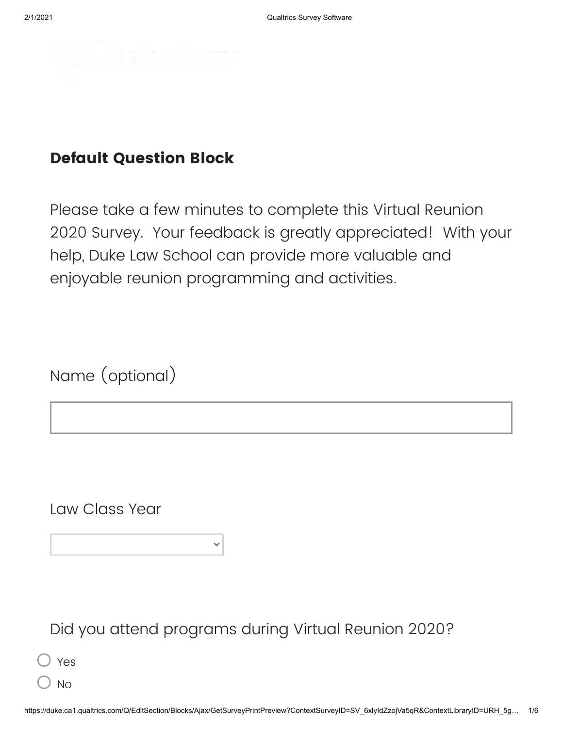## Default Question Block

Please take a few minutes to complete this Virtual Reunion 2020 Survey. Your feedback is greatly appreciated! With your help, Duke Law School can provide more valuable and enjoyable reunion programming and activities.

Name (optional)

[ ]

Law Class Year

[ ]

Did you attend programs during Virtual Reunion 2020?

- ○ Yes
- ○ No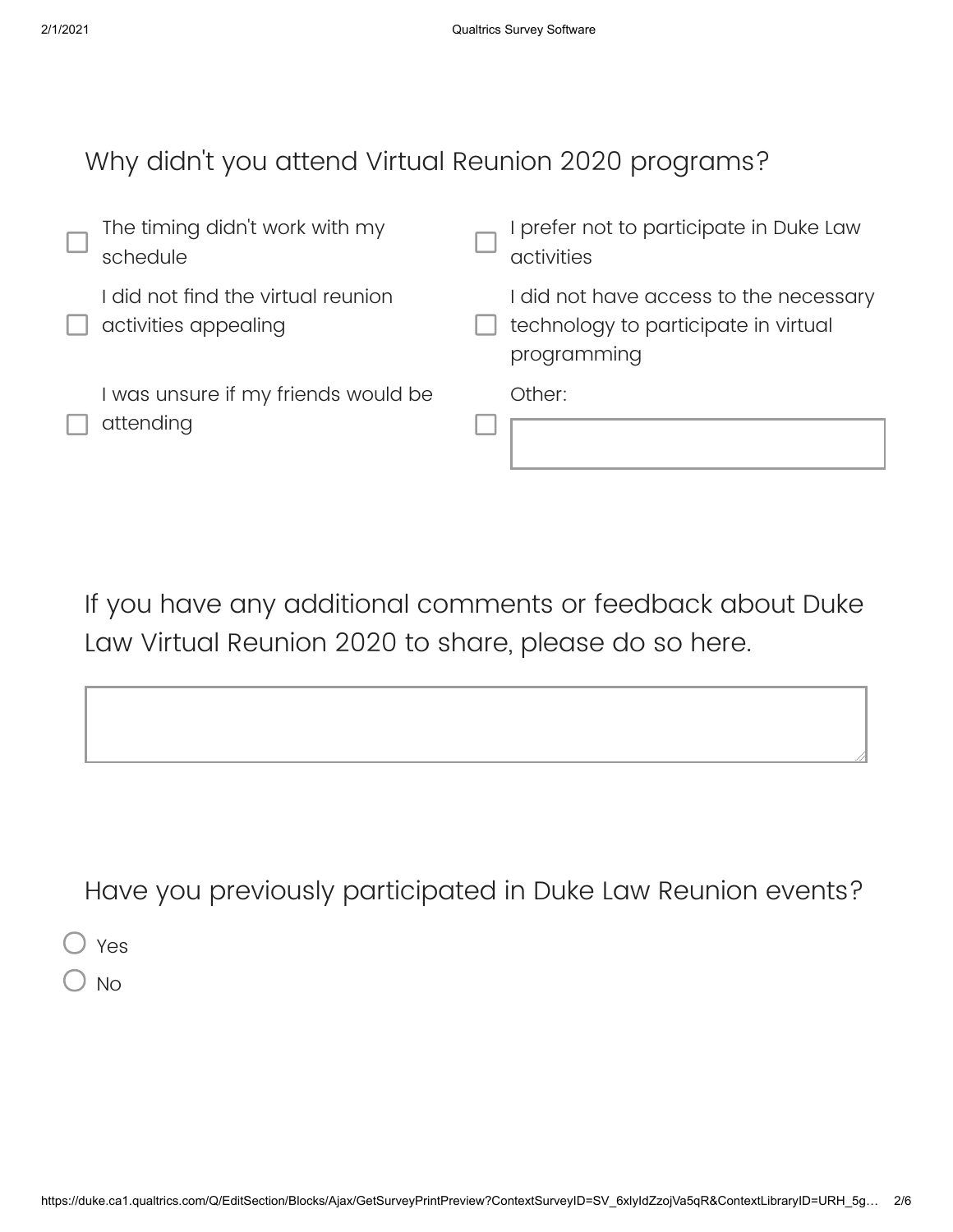Why didn't you attend Virtual Reunion 2020 programs?

- [ ] The timing didn't work with my schedule
- [ ] I prefer not to participate in Duke Law activities
- [ ] I did not find the virtual reunion activities appealing
- [ ] I did not have access to the necessary technology to participate in virtual programming
- [ ] I was unsure if my friends would be attending
- [ ] Other: \_\_\_\_\_\_\_\_\_\_

If you have any additional comments or feedback about Duke Law Virtual Reunion 2020 to share, please do so here.

\_\_\_\_\_\_\_\_\_\_

Have you previously participated in Duke Law Reunion events?

- ( ) Yes
- ( ) No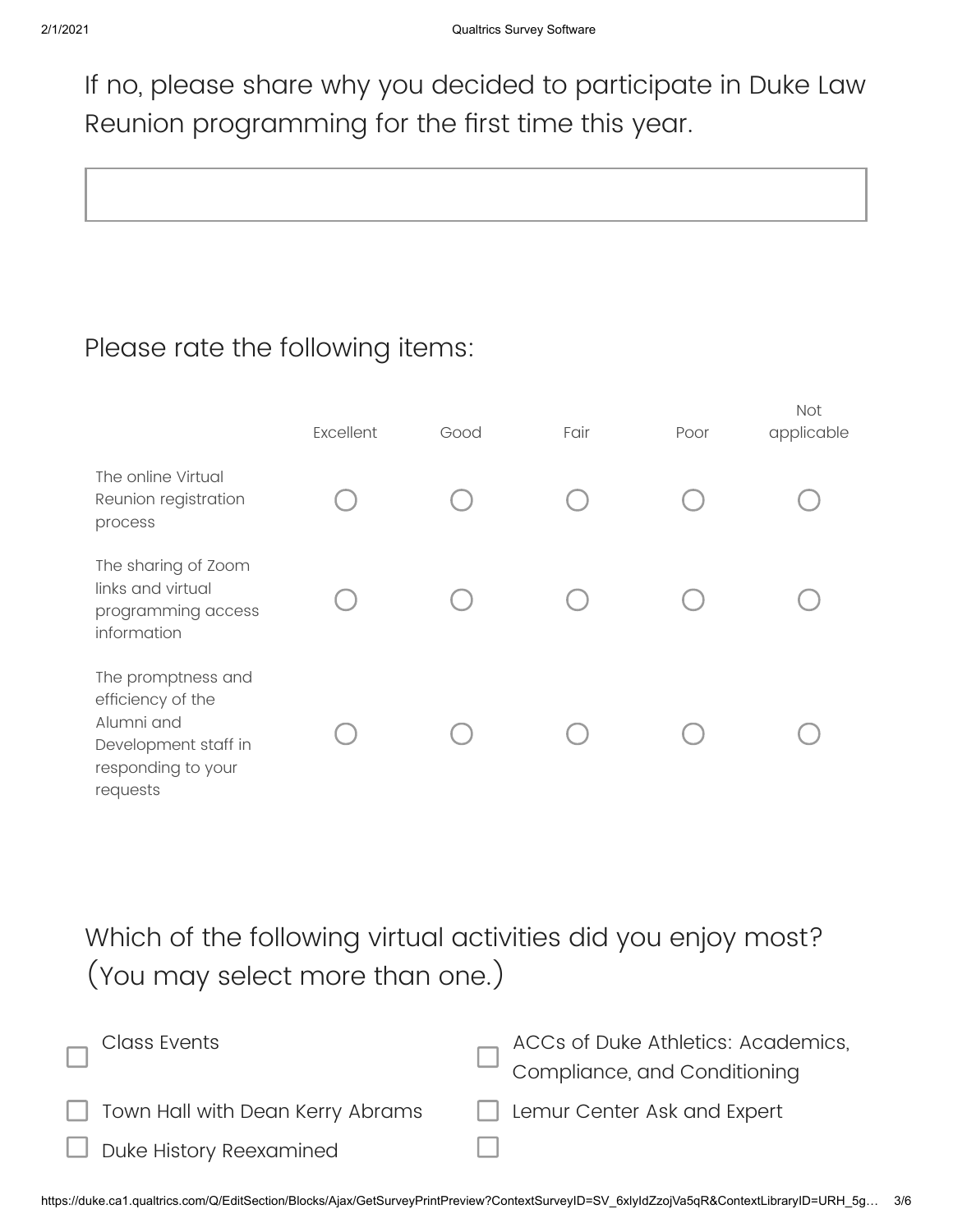If no, please share why you decided to participate in Duke Law Reunion programming for the first time this year.

[ ]

Please rate the following items:

| | Excellent | Good | Fair | Poor | Not applicable |
|---|---|---|---|---|---|
| The online Virtual Reunion registration process | ○ | ○ | ○ | ○ | ○ |
| The sharing of Zoom links and virtual programming access information | ○ | ○ | ○ | ○ | ○ |
| The promptness and efficiency of the Alumni and Development staff in responding to your requests | ○ | ○ | ○ | ○ | ○ |

Which of the following virtual activities did you enjoy most? (You may select more than one.)

- ☐ Class Events
- ☐ Town Hall with Dean Kerry Abrams
- ☐ Duke History Reexamined
- ☐ ACCs of Duke Athletics: Academics, Compliance, and Conditioning
- ☐ Lemur Center Ask and Expert
- ☐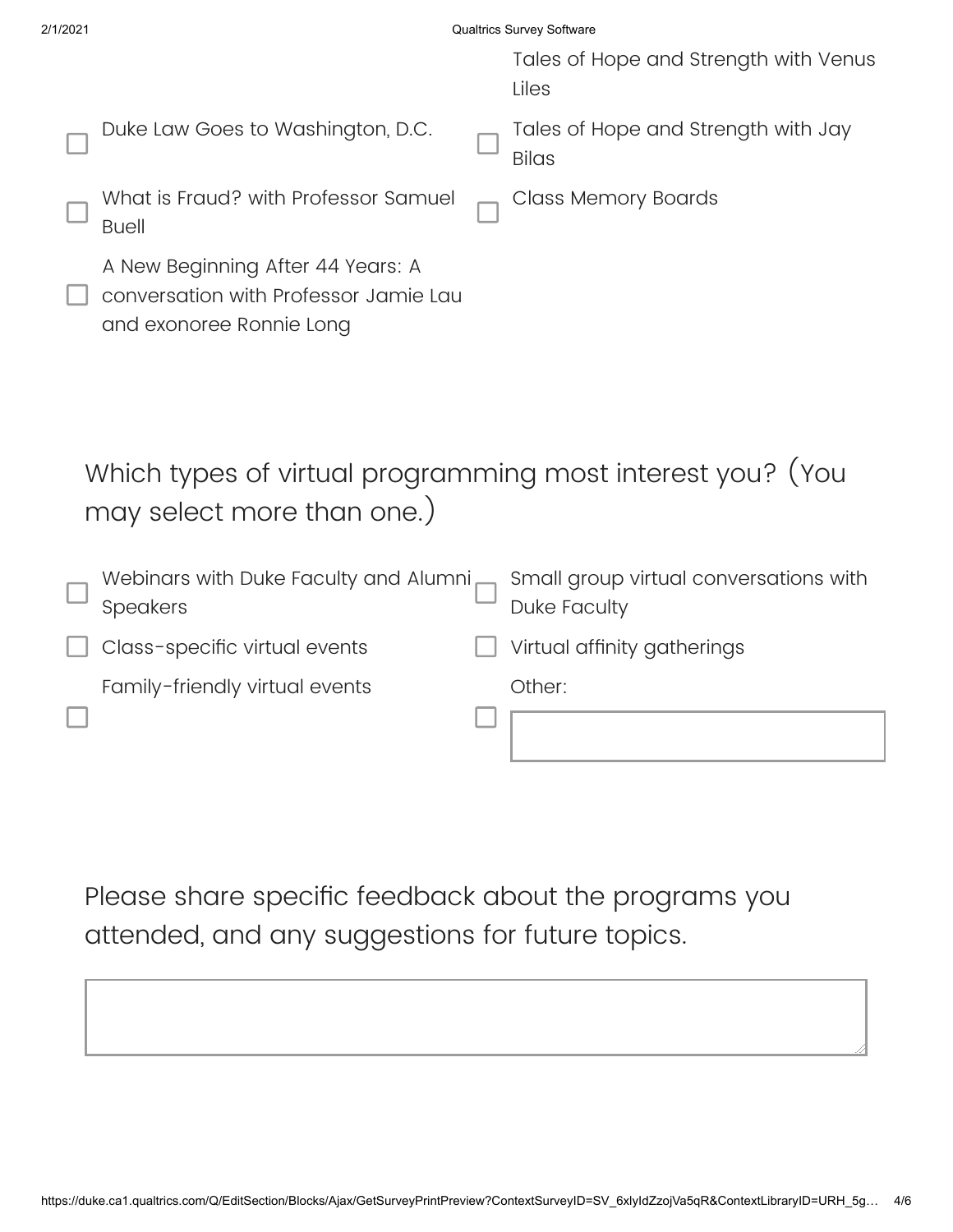- Tales of Hope and Strength with Venus Liles
- [ ] Duke Law Goes to Washington, D.C.
- [ ] Tales of Hope and Strength with Jay Bilas
- [ ] What is Fraud? with Professor Samuel Buell
- [ ] Class Memory Boards
- [ ] A New Beginning After 44 Years: A conversation with Professor Jamie Lau and exonoree Ronnie Long

Which types of virtual programming most interest you? (You may select more than one.)

- [ ] Webinars with Duke Faculty and Alumni Speakers
- [ ] Small group virtual conversations with Duke Faculty
- [ ] Class-specific virtual events
- [ ] Virtual affinity gatherings
- [ ] Family-friendly virtual events
- [ ] Other: \_\_\_\_\_\_\_\_\_\_

Please share specific feedback about the programs you attended, and any suggestions for future topics.

\_\_\_\_\_\_\_\_\_\_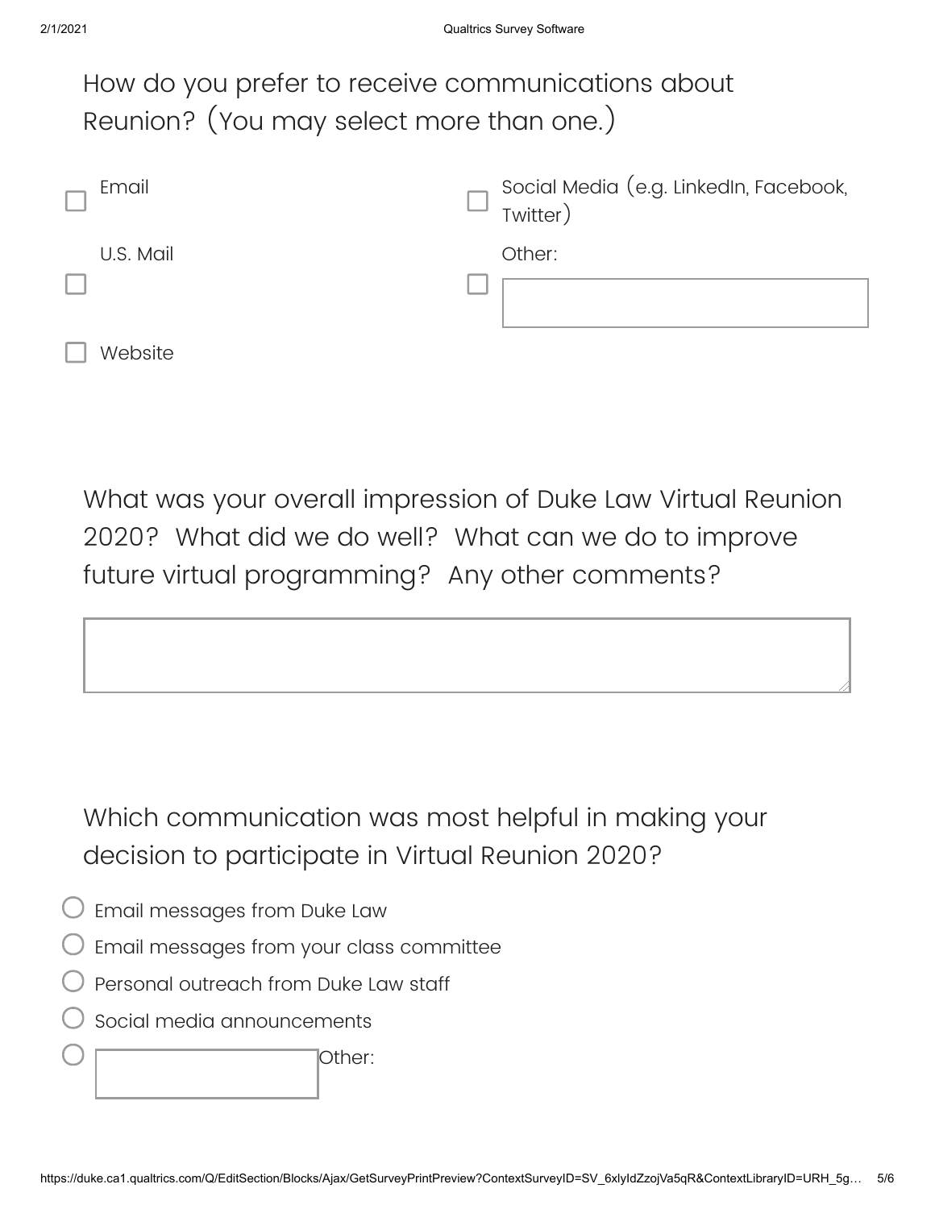How do you prefer to receive communications about Reunion? (You may select more than one.)

- ☐ Email
- ☐ U.S. Mail
- ☐ Website
- ☐ Social Media (e.g. LinkedIn, Facebook, Twitter)
- ☐ Other: \_\_\_\_\_\_\_\_\_\_

What was your overall impression of Duke Law Virtual Reunion 2020? What did we do well? What can we do to improve future virtual programming? Any other comments?

\_\_\_\_\_\_\_\_\_\_

Which communication was most helpful in making your decision to participate in Virtual Reunion 2020?

- ○ Email messages from Duke Law
- ○ Email messages from your class committee
- ○ Personal outreach from Duke Law staff
- ○ Social media announcements
- ○ Other: \_\_\_\_\_\_\_\_\_\_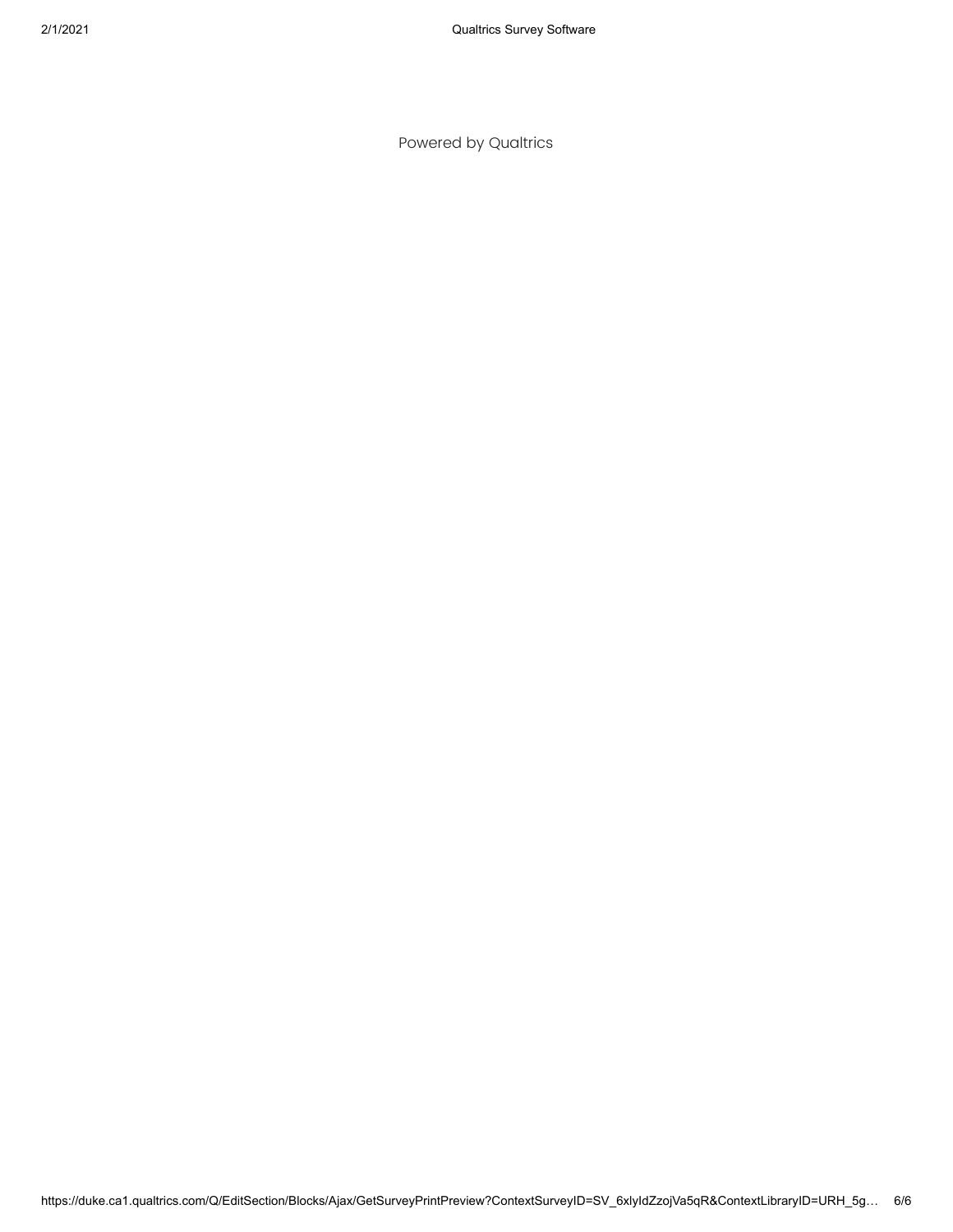Powered by Qualtrics